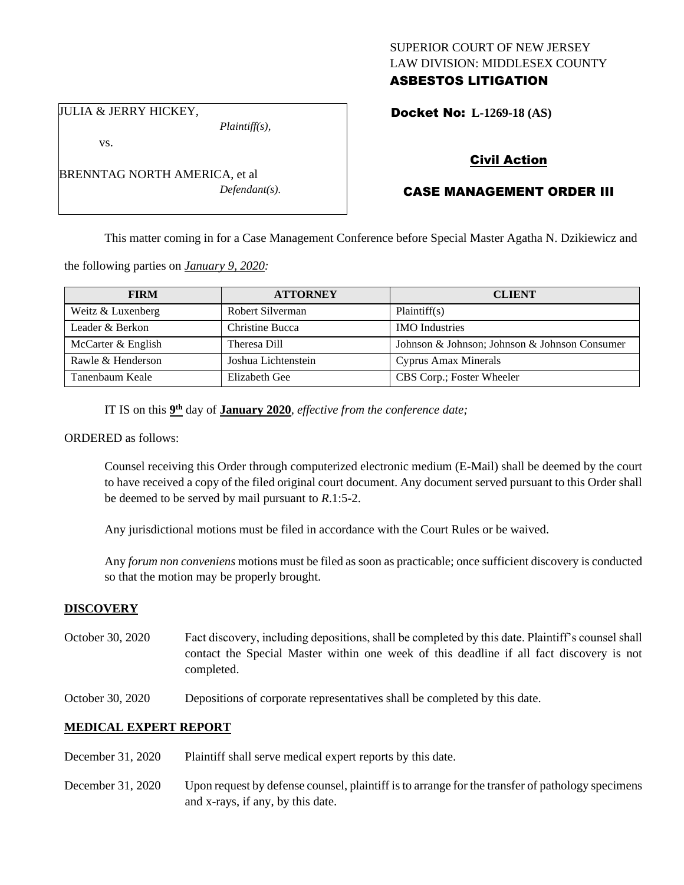SUPERIOR COURT OF NEW JERSEY
LAW DIVISION: MIDDLESEX COUNTY
**ASBESTOS LITIGATION**

JULIA & JERRY HICKEY,
*Plaintiff(s),*
vs.
BRENNTAG NORTH AMERICA, et al
*Defendant(s).*

**Docket No: L-1269-18 (AS)**

**Civil Action**

**CASE MANAGEMENT ORDER III**

This matter coming in for a Case Management Conference before Special Master Agatha N. Dzikiewicz and the following parties on ***January 9, 2020:***

| FIRM | ATTORNEY | CLIENT |
|---|---|---|
| Weitz & Luxenberg | Robert Silverman | Plaintiff(s) |
| Leader & Berkon | Christine Bucca | IMO Industries |
| McCarter & English | Theresa Dill | Johnson & Johnson; Johnson & Johnson Consumer |
| Rawle & Henderson | Joshua Lichtenstein | Cyprus Amax Minerals |
| Tanenbaum Keale | Elizabeth Gee | CBS Corp.; Foster Wheeler |

IT IS on this **9th** day of **January 2020**, *effective from the conference date;*

ORDERED as follows:

Counsel receiving this Order through computerized electronic medium (E-Mail) shall be deemed by the court to have received a copy of the filed original court document. Any document served pursuant to this Order shall be deemed to be served by mail pursuant to *R*.1:5-2.

Any jurisdictional motions must be filed in accordance with the Court Rules or be waived.

Any *forum non conveniens* motions must be filed as soon as practicable; once sufficient discovery is conducted so that the motion may be properly brought.

## DISCOVERY

October 30, 2020 — Fact discovery, including depositions, shall be completed by this date. Plaintiff's counsel shall contact the Special Master within one week of this deadline if all fact discovery is not completed.

October 30, 2020 — Depositions of corporate representatives shall be completed by this date.

## MEDICAL EXPERT REPORT

December 31, 2020 — Plaintiff shall serve medical expert reports by this date.

December 31, 2020 — Upon request by defense counsel, plaintiff is to arrange for the transfer of pathology specimens and x-rays, if any, by this date.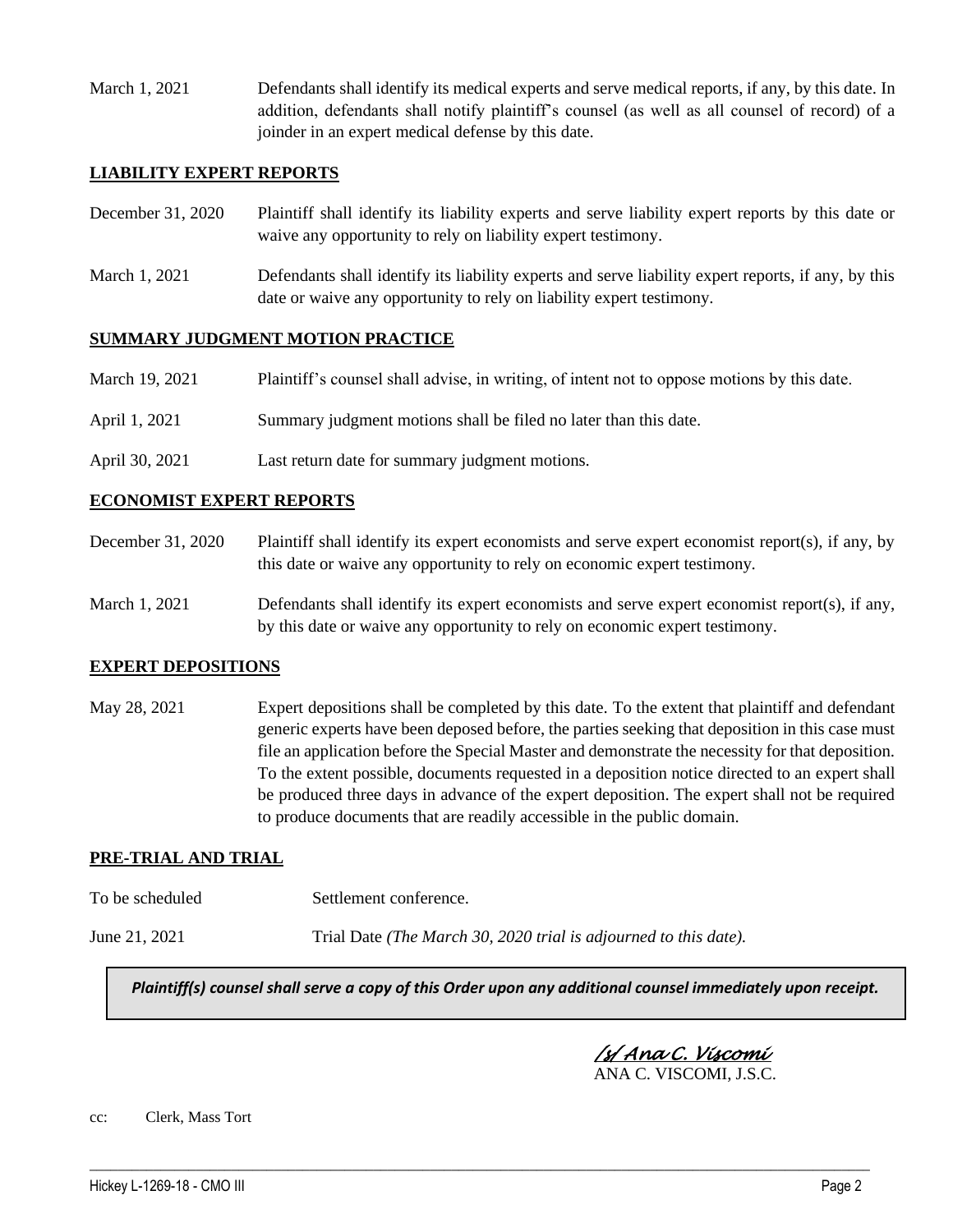March 1, 2021 Defendants shall identify its medical experts and serve medical reports, if any, by this date. In addition, defendants shall notify plaintiff's counsel (as well as all counsel of record) of a joinder in an expert medical defense by this date.

## LIABILITY EXPERT REPORTS

December 31, 2020 Plaintiff shall identify its liability experts and serve liability expert reports by this date or waive any opportunity to rely on liability expert testimony.

March 1, 2021 Defendants shall identify its liability experts and serve liability expert reports, if any, by this date or waive any opportunity to rely on liability expert testimony.

## SUMMARY JUDGMENT MOTION PRACTICE

March 19, 2021 Plaintiff's counsel shall advise, in writing, of intent not to oppose motions by this date.

April 1, 2021 Summary judgment motions shall be filed no later than this date.

April 30, 2021 Last return date for summary judgment motions.

## ECONOMIST EXPERT REPORTS

December 31, 2020 Plaintiff shall identify its expert economists and serve expert economist report(s), if any, by this date or waive any opportunity to rely on economic expert testimony.

March 1, 2021 Defendants shall identify its expert economists and serve expert economist report(s), if any, by this date or waive any opportunity to rely on economic expert testimony.

## EXPERT DEPOSITIONS

May 28, 2021 Expert depositions shall be completed by this date. To the extent that plaintiff and defendant generic experts have been deposed before, the parties seeking that deposition in this case must file an application before the Special Master and demonstrate the necessity for that deposition. To the extent possible, documents requested in a deposition notice directed to an expert shall be produced three days in advance of the expert deposition. The expert shall not be required to produce documents that are readily accessible in the public domain.

## PRE-TRIAL AND TRIAL

To be scheduled Settlement conference.

June 21, 2021 Trial Date *(The March 30, 2020 trial is adjourned to this date).*

***Plaintiff(s) counsel shall serve a copy of this Order upon any additional counsel immediately upon receipt.***

*/s/ Ana C. Viscomi*
ANA C. VISCOMI, J.S.C.

cc: Clerk, Mass Tort